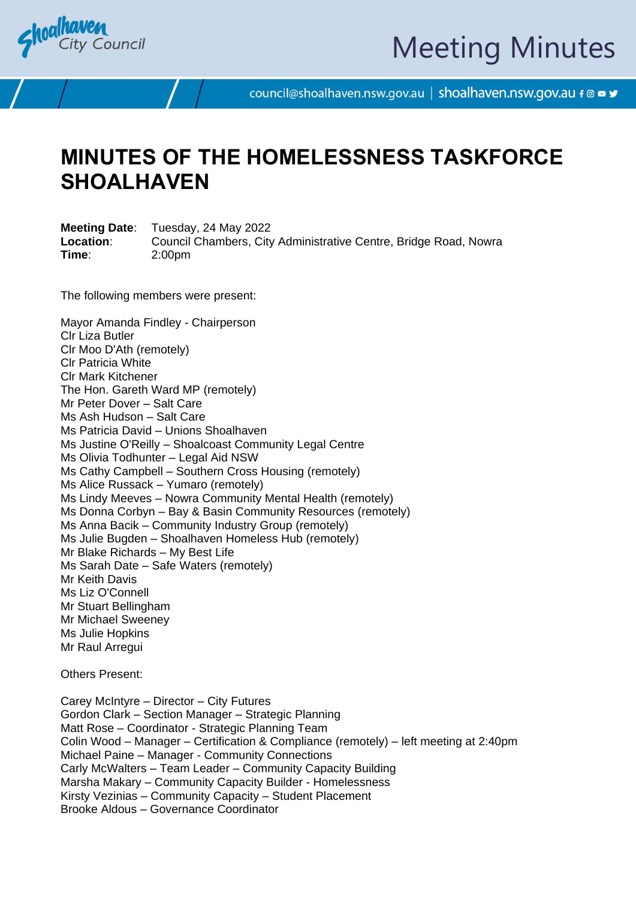# MINUTES OF THE HOMELESSNESS TASKFORCE SHOALHAVEN

**Meeting Date**: Tuesday, 24 May 2022
**Location**: Council Chambers, City Administrative Centre, Bridge Road, Nowra
**Time**: 2:00pm

The following members were present:

Mayor Amanda Findley - Chairperson
Clr Liza Butler
Clr Moo D'Ath (remotely)
Clr Patricia White
Clr Mark Kitchener
The Hon. Gareth Ward MP (remotely)
Mr Peter Dover – Salt Care
Ms Ash Hudson – Salt Care
Ms Patricia David – Unions Shoalhaven
Ms Justine O'Reilly – Shoalcoast Community Legal Centre
Ms Olivia Todhunter – Legal Aid NSW
Ms Cathy Campbell – Southern Cross Housing (remotely)
Ms Alice Russack – Yumaro (remotely)
Ms Lindy Meeves – Nowra Community Mental Health (remotely)
Ms Donna Corbyn – Bay & Basin Community Resources (remotely)
Ms Anna Bacik – Community Industry Group (remotely)
Ms Julie Bugden – Shoalhaven Homeless Hub (remotely)
Mr Blake Richards – My Best Life
Ms Sarah Date – Safe Waters (remotely)
Mr Keith Davis
Ms Liz O'Connell
Mr Stuart Bellingham
Mr Michael Sweeney
Ms Julie Hopkins
Mr Raul Arregui

Others Present:

Carey McIntyre – Director – City Futures
Gordon Clark – Section Manager – Strategic Planning
Matt Rose – Coordinator - Strategic Planning Team
Colin Wood – Manager – Certification & Compliance (remotely) – left meeting at 2:40pm
Michael Paine – Manager - Community Connections
Carly McWalters – Team Leader – Community Capacity Building
Marsha Makary – Community Capacity Builder - Homelessness
Kirsty Vezinias – Community Capacity – Student Placement
Brooke Aldous – Governance Coordinator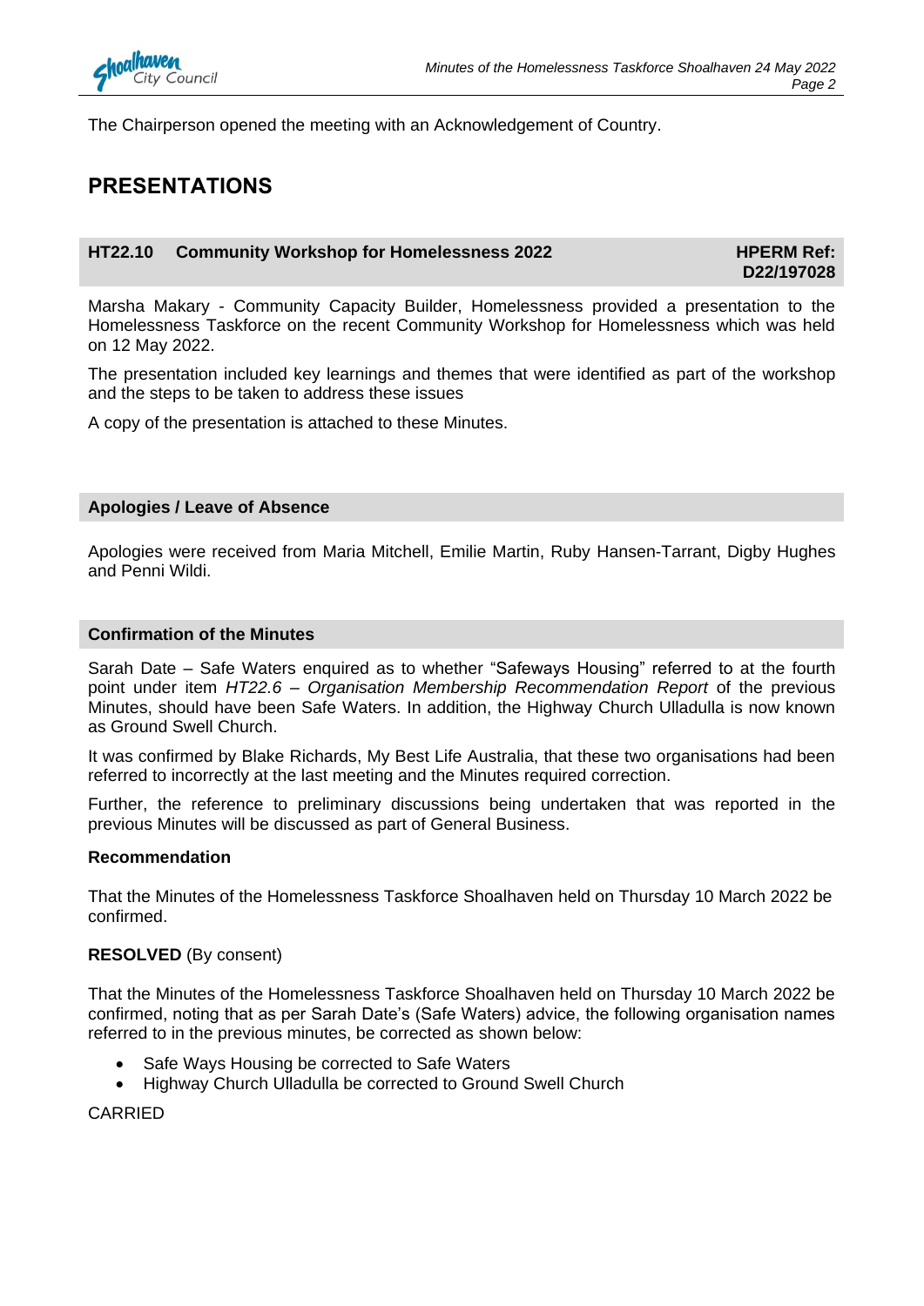The Chairperson opened the meeting with an Acknowledgement of Country.

## PRESENTATIONS

### HT22.10 Community Workshop for Homelessness 2022 — HPERM Ref: D22/197028

Marsha Makary - Community Capacity Builder, Homelessness provided a presentation to the Homelessness Taskforce on the recent Community Workshop for Homelessness which was held on 12 May 2022.

The presentation included key learnings and themes that were identified as part of the workshop and the steps to be taken to address these issues

A copy of the presentation is attached to these Minutes.

### Apologies / Leave of Absence

Apologies were received from Maria Mitchell, Emilie Martin, Ruby Hansen-Tarrant, Digby Hughes and Penni Wildi.

### Confirmation of the Minutes

Sarah Date – Safe Waters enquired as to whether "Safeways Housing" referred to at the fourth point under item *HT22.6 – Organisation Membership Recommendation Report* of the previous Minutes, should have been Safe Waters. In addition, the Highway Church Ulladulla is now known as Ground Swell Church.

It was confirmed by Blake Richards, My Best Life Australia, that these two organisations had been referred to incorrectly at the last meeting and the Minutes required correction.

Further, the reference to preliminary discussions being undertaken that was reported in the previous Minutes will be discussed as part of General Business.

**Recommendation**

That the Minutes of the Homelessness Taskforce Shoalhaven held on Thursday 10 March 2022 be confirmed.

**RESOLVED** (By consent)

That the Minutes of the Homelessness Taskforce Shoalhaven held on Thursday 10 March 2022 be confirmed, noting that as per Sarah Date's (Safe Waters) advice, the following organisation names referred to in the previous minutes, be corrected as shown below:

- Safe Ways Housing be corrected to Safe Waters
- Highway Church Ulladulla be corrected to Ground Swell Church

CARRIED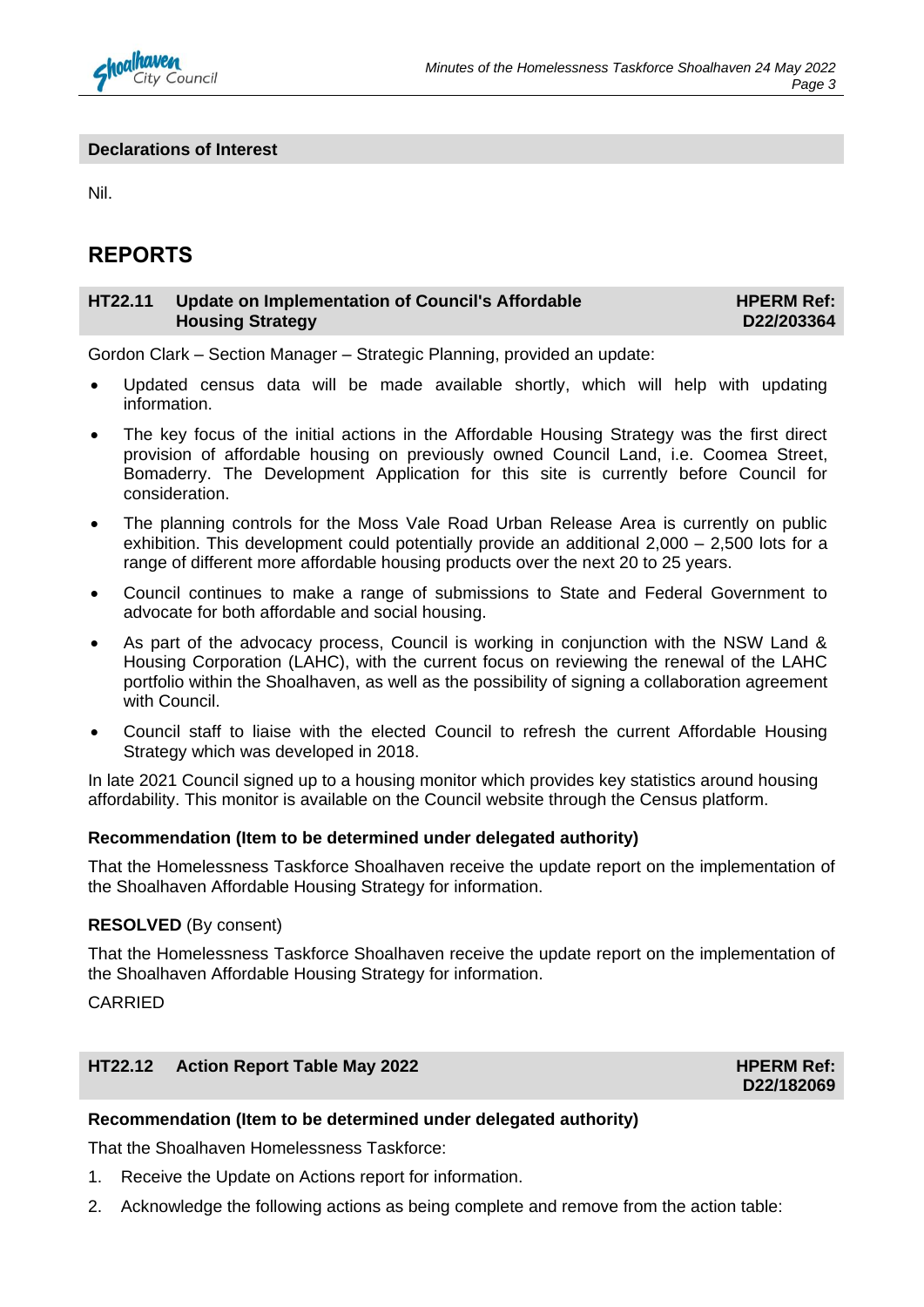### Declarations of Interest

Nil.

# REPORTS

### HT22.11 Update on Implementation of Council's Affordable Housing Strategy — HPERM Ref: D22/203364

Gordon Clark – Section Manager – Strategic Planning, provided an update:

- Updated census data will be made available shortly, which will help with updating information.
- The key focus of the initial actions in the Affordable Housing Strategy was the first direct provision of affordable housing on previously owned Council Land, i.e. Coomea Street, Bomaderry. The Development Application for this site is currently before Council for consideration.
- The planning controls for the Moss Vale Road Urban Release Area is currently on public exhibition. This development could potentially provide an additional 2,000 – 2,500 lots for a range of different more affordable housing products over the next 20 to 25 years.
- Council continues to make a range of submissions to State and Federal Government to advocate for both affordable and social housing.
- As part of the advocacy process, Council is working in conjunction with the NSW Land & Housing Corporation (LAHC), with the current focus on reviewing the renewal of the LAHC portfolio within the Shoalhaven, as well as the possibility of signing a collaboration agreement with Council.
- Council staff to liaise with the elected Council to refresh the current Affordable Housing Strategy which was developed in 2018.

In late 2021 Council signed up to a housing monitor which provides key statistics around housing affordability. This monitor is available on the Council website through the Census platform.

**Recommendation (Item to be determined under delegated authority)**

That the Homelessness Taskforce Shoalhaven receive the update report on the implementation of the Shoalhaven Affordable Housing Strategy for information.

**RESOLVED** (By consent)

That the Homelessness Taskforce Shoalhaven receive the update report on the implementation of the Shoalhaven Affordable Housing Strategy for information.

CARRIED

### HT22.12 Action Report Table May 2022 — HPERM Ref: D22/182069

**Recommendation (Item to be determined under delegated authority)**

That the Shoalhaven Homelessness Taskforce:

1. Receive the Update on Actions report for information.
2. Acknowledge the following actions as being complete and remove from the action table: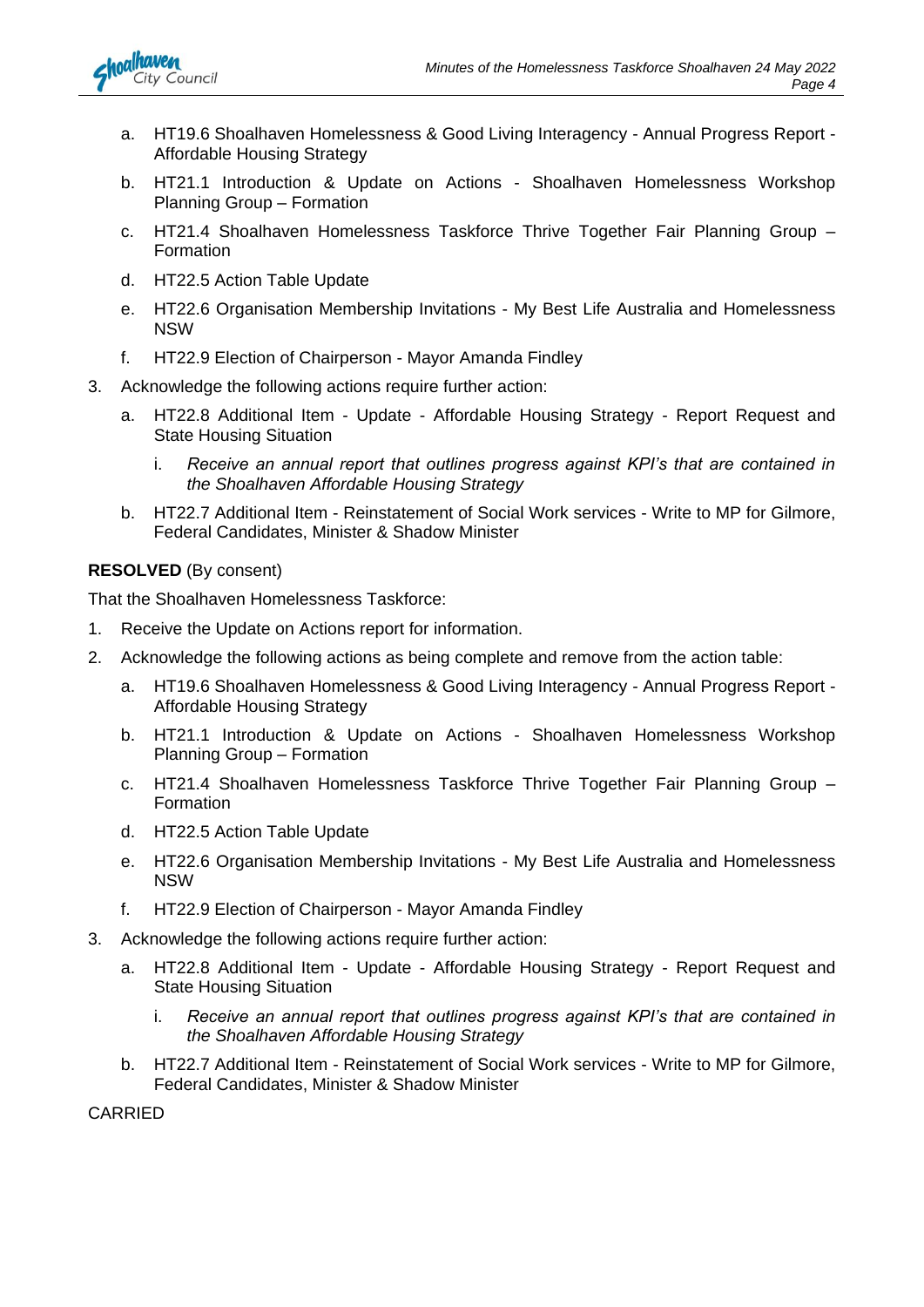a. HT19.6 Shoalhaven Homelessness & Good Living Interagency - Annual Progress Report - Affordable Housing Strategy
b. HT21.1 Introduction & Update on Actions - Shoalhaven Homelessness Workshop Planning Group – Formation
c. HT21.4 Shoalhaven Homelessness Taskforce Thrive Together Fair Planning Group – Formation
d. HT22.5 Action Table Update
e. HT22.6 Organisation Membership Invitations - My Best Life Australia and Homelessness NSW
f. HT22.9 Election of Chairperson - Mayor Amanda Findley

3. Acknowledge the following actions require further action:
   a. HT22.8 Additional Item - Update - Affordable Housing Strategy - Report Request and State Housing Situation
      i. *Receive an annual report that outlines progress against KPI's that are contained in the Shoalhaven Affordable Housing Strategy*
   b. HT22.7 Additional Item - Reinstatement of Social Work services - Write to MP for Gilmore, Federal Candidates, Minister & Shadow Minister

**RESOLVED** (By consent)

That the Shoalhaven Homelessness Taskforce:

1. Receive the Update on Actions report for information.
2. Acknowledge the following actions as being complete and remove from the action table:
   a. HT19.6 Shoalhaven Homelessness & Good Living Interagency - Annual Progress Report - Affordable Housing Strategy
   b. HT21.1 Introduction & Update on Actions - Shoalhaven Homelessness Workshop Planning Group – Formation
   c. HT21.4 Shoalhaven Homelessness Taskforce Thrive Together Fair Planning Group – Formation
   d. HT22.5 Action Table Update
   e. HT22.6 Organisation Membership Invitations - My Best Life Australia and Homelessness NSW
   f. HT22.9 Election of Chairperson - Mayor Amanda Findley
3. Acknowledge the following actions require further action:
   a. HT22.8 Additional Item - Update - Affordable Housing Strategy - Report Request and State Housing Situation
      i. *Receive an annual report that outlines progress against KPI's that are contained in the Shoalhaven Affordable Housing Strategy*
   b. HT22.7 Additional Item - Reinstatement of Social Work services - Write to MP for Gilmore, Federal Candidates, Minister & Shadow Minister

CARRIED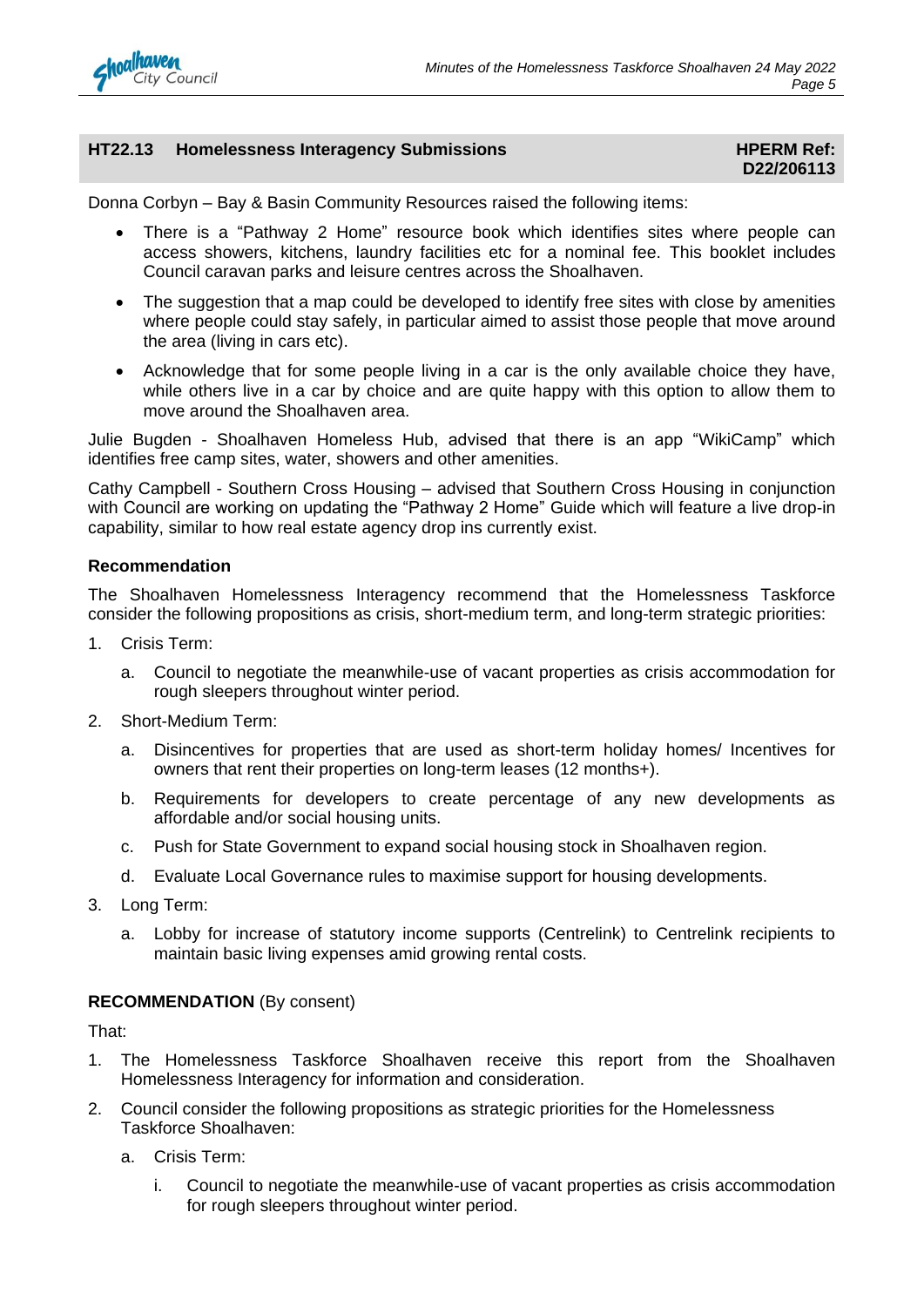## HT22.13 Homelessness Interagency Submissions

**HPERM Ref: D22/206113**

Donna Corbyn – Bay & Basin Community Resources raised the following items:

- There is a "Pathway 2 Home" resource book which identifies sites where people can access showers, kitchens, laundry facilities etc for a nominal fee. This booklet includes Council caravan parks and leisure centres across the Shoalhaven.
- The suggestion that a map could be developed to identify free sites with close by amenities where people could stay safely, in particular aimed to assist those people that move around the area (living in cars etc).
- Acknowledge that for some people living in a car is the only available choice they have, while others live in a car by choice and are quite happy with this option to allow them to move around the Shoalhaven area.

Julie Bugden - Shoalhaven Homeless Hub, advised that there is an app "WikiCamp" which identifies free camp sites, water, showers and other amenities.

Cathy Campbell - Southern Cross Housing – advised that Southern Cross Housing in conjunction with Council are working on updating the "Pathway 2 Home" Guide which will feature a live drop-in capability, similar to how real estate agency drop ins currently exist.

**Recommendation**

The Shoalhaven Homelessness Interagency recommend that the Homelessness Taskforce consider the following propositions as crisis, short-medium term, and long-term strategic priorities:

1. Crisis Term:
   a. Council to negotiate the meanwhile-use of vacant properties as crisis accommodation for rough sleepers throughout winter period.
2. Short-Medium Term:
   a. Disincentives for properties that are used as short-term holiday homes/ Incentives for owners that rent their properties on long-term leases (12 months+).
   b. Requirements for developers to create percentage of any new developments as affordable and/or social housing units.
   c. Push for State Government to expand social housing stock in Shoalhaven region.
   d. Evaluate Local Governance rules to maximise support for housing developments.
3. Long Term:
   a. Lobby for increase of statutory income supports (Centrelink) to Centrelink recipients to maintain basic living expenses amid growing rental costs.

**RECOMMENDATION** (By consent)

That:

1. The Homelessness Taskforce Shoalhaven receive this report from the Shoalhaven Homelessness Interagency for information and consideration.
2. Council consider the following propositions as strategic priorities for the Homelessness Taskforce Shoalhaven:
   a. Crisis Term:
      i. Council to negotiate the meanwhile-use of vacant properties as crisis accommodation for rough sleepers throughout winter period.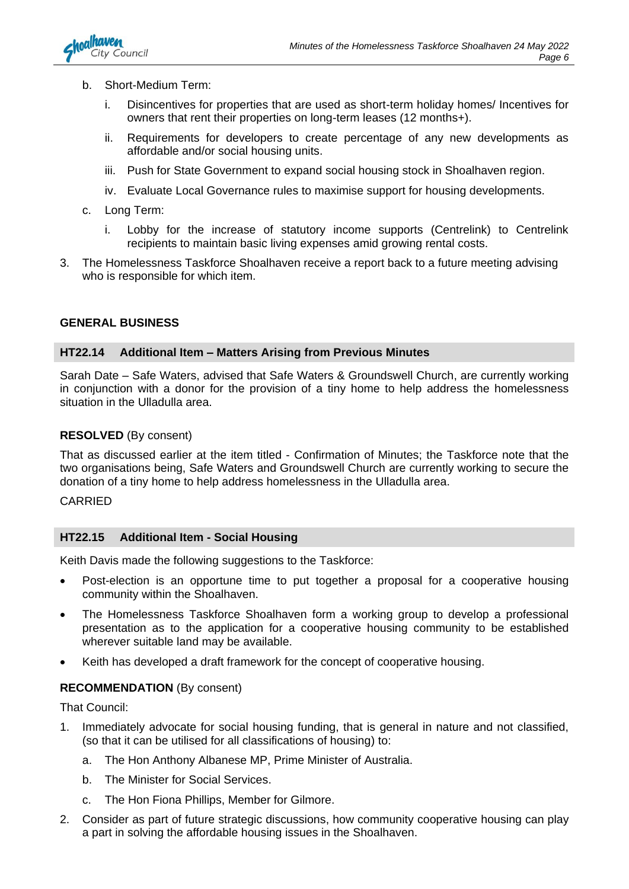b. Short-Medium Term:

   i. Disincentives for properties that are used as short-term holiday homes/ Incentives for owners that rent their properties on long-term leases (12 months+).

   ii. Requirements for developers to create percentage of any new developments as affordable and/or social housing units.

   iii. Push for State Government to expand social housing stock in Shoalhaven region.

   iv. Evaluate Local Governance rules to maximise support for housing developments.

c. Long Term:

   i. Lobby for the increase of statutory income supports (Centrelink) to Centrelink recipients to maintain basic living expenses amid growing rental costs.

3. The Homelessness Taskforce Shoalhaven receive a report back to a future meeting advising who is responsible for which item.

## GENERAL BUSINESS

### HT22.14 Additional Item – Matters Arising from Previous Minutes

Sarah Date – Safe Waters, advised that Safe Waters & Groundswell Church, are currently working in conjunction with a donor for the provision of a tiny home to help address the homelessness situation in the Ulladulla area.

**RESOLVED** (By consent)

That as discussed earlier at the item titled - Confirmation of Minutes; the Taskforce note that the two organisations being, Safe Waters and Groundswell Church are currently working to secure the donation of a tiny home to help address homelessness in the Ulladulla area.

CARRIED

### HT22.15 Additional Item - Social Housing

Keith Davis made the following suggestions to the Taskforce:

- Post-election is an opportune time to put together a proposal for a cooperative housing community within the Shoalhaven.
- The Homelessness Taskforce Shoalhaven form a working group to develop a professional presentation as to the application for a cooperative housing community to be established wherever suitable land may be available.
- Keith has developed a draft framework for the concept of cooperative housing.

**RECOMMENDATION** (By consent)

That Council:

1. Immediately advocate for social housing funding, that is general in nature and not classified, (so that it can be utilised for all classifications of housing) to:

   a. The Hon Anthony Albanese MP, Prime Minister of Australia.

   b. The Minister for Social Services.

   c. The Hon Fiona Phillips, Member for Gilmore.

2. Consider as part of future strategic discussions, how community cooperative housing can play a part in solving the affordable housing issues in the Shoalhaven.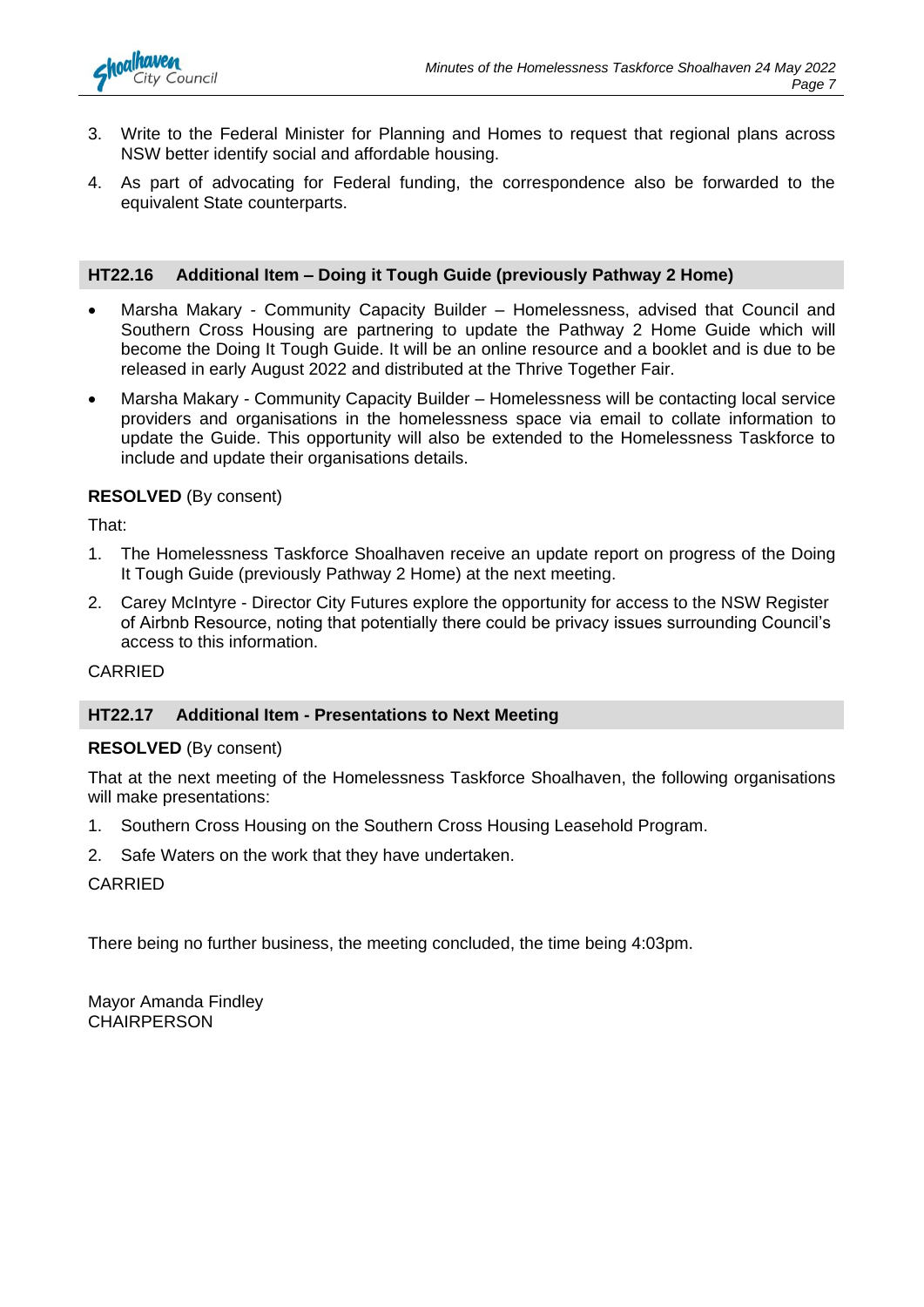3. Write to the Federal Minister for Planning and Homes to request that regional plans across NSW better identify social and affordable housing.
4. As part of advocating for Federal funding, the correspondence also be forwarded to the equivalent State counterparts.

## HT22.16 Additional Item – Doing it Tough Guide (previously Pathway 2 Home)

- Marsha Makary - Community Capacity Builder – Homelessness, advised that Council and Southern Cross Housing are partnering to update the Pathway 2 Home Guide which will become the Doing It Tough Guide. It will be an online resource and a booklet and is due to be released in early August 2022 and distributed at the Thrive Together Fair.
- Marsha Makary - Community Capacity Builder – Homelessness will be contacting local service providers and organisations in the homelessness space via email to collate information to update the Guide. This opportunity will also be extended to the Homelessness Taskforce to include and update their organisations details.

**RESOLVED** (By consent)

That:

1. The Homelessness Taskforce Shoalhaven receive an update report on progress of the Doing It Tough Guide (previously Pathway 2 Home) at the next meeting.
2. Carey McIntyre - Director City Futures explore the opportunity for access to the NSW Register of Airbnb Resource, noting that potentially there could be privacy issues surrounding Council's access to this information.

CARRIED

## HT22.17 Additional Item - Presentations to Next Meeting

**RESOLVED** (By consent)

That at the next meeting of the Homelessness Taskforce Shoalhaven, the following organisations will make presentations:

1. Southern Cross Housing on the Southern Cross Housing Leasehold Program.
2. Safe Waters on the work that they have undertaken.

CARRIED

There being no further business, the meeting concluded, the time being 4:03pm.

Mayor Amanda Findley
CHAIRPERSON